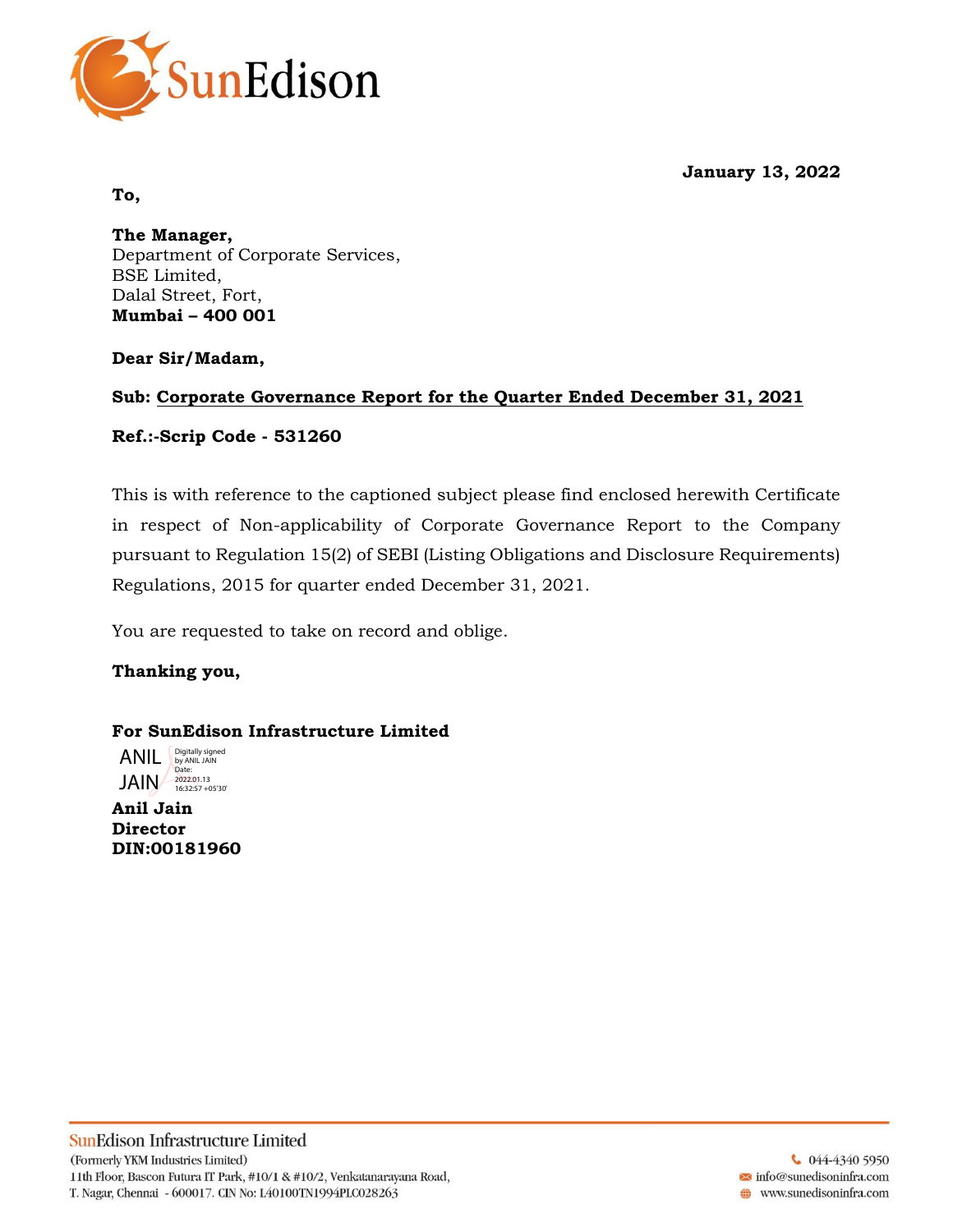SunEdison

**January 13, 2022**

**To,**

**The Manager,**
Department of Corporate Services,
BSE Limited,
Dalal Street, Fort,
**Mumbai – 400 001**

**Dear Sir/Madam,**

**Sub: Corporate Governance Report for the Quarter Ended December 31, 2021**

**Ref.:-Scrip Code - 531260**

This is with reference to the captioned subject please find enclosed herewith Certificate in respect of Non-applicability of Corporate Governance Report to the Company pursuant to Regulation 15(2) of SEBI (Listing Obligations and Disclosure Requirements) Regulations, 2015 for quarter ended December 31, 2021.

You are requested to take on record and oblige.

**Thanking you,**

**For SunEdison Infrastructure Limited**

ANIL JAIN
Digitally signed by ANIL JAIN
Date: 2022.01.13 16:32:57 +05'30'

**Anil Jain**
**Director**
**DIN:00181960**

SunEdison Infrastructure Limited
(Formerly YKM Industries Limited)
11th Floor, Bascon Futura IT Park, #10/1 & #10/2, Venkatanarayana Road,
T. Nagar, Chennai - 600017. CIN No: L40100TN1994PLC028263

044-4340 5950
info@sunedisoninfra.com
www.sunedisoninfra.com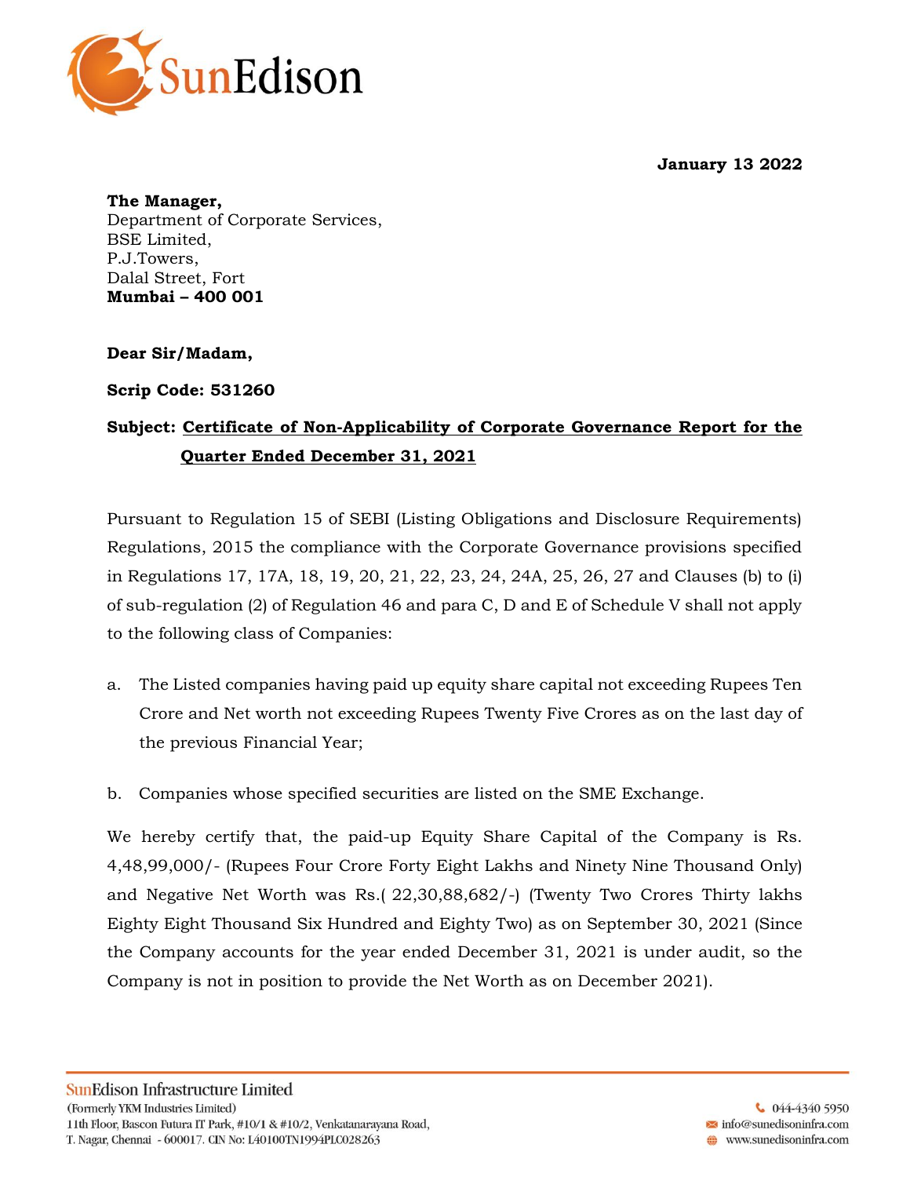**January 13 2022**

**The Manager,**
Department of Corporate Services,
BSE Limited,
P.J.Towers,
Dalal Street, Fort
**Mumbai – 400 001**

**Dear Sir/Madam,**

**Scrip Code: 531260**

**Subject: Certificate of Non-Applicability of Corporate Governance Report for the Quarter Ended December 31, 2021**

Pursuant to Regulation 15 of SEBI (Listing Obligations and Disclosure Requirements) Regulations, 2015 the compliance with the Corporate Governance provisions specified in Regulations 17, 17A, 18, 19, 20, 21, 22, 23, 24, 24A, 25, 26, 27 and Clauses (b) to (i) of sub-regulation (2) of Regulation 46 and para C, D and E of Schedule V shall not apply to the following class of Companies:

a. The Listed companies having paid up equity share capital not exceeding Rupees Ten Crore and Net worth not exceeding Rupees Twenty Five Crores as on the last day of the previous Financial Year;

b. Companies whose specified securities are listed on the SME Exchange.

We hereby certify that, the paid-up Equity Share Capital of the Company is Rs. 4,48,99,000/- (Rupees Four Crore Forty Eight Lakhs and Ninety Nine Thousand Only) and Negative Net Worth was Rs.( 22,30,88,682/-) (Twenty Two Crores Thirty lakhs Eighty Eight Thousand Six Hundred and Eighty Two) as on September 30, 2021 (Since the Company accounts for the year ended December 31, 2021 is under audit, so the Company is not in position to provide the Net Worth as on December 2021).

SunEdison Infrastructure Limited
(Formerly YKM Industries Limited)
11th Floor, Bascon Futura IT Park, #10/1 & #10/2, Venkatanarayana Road,
T. Nagar, Chennai - 600017. CIN No: L40100TN1994PLC028263

044-4340 5950
info@sunedisoninfra.com
www.sunedisoninfra.com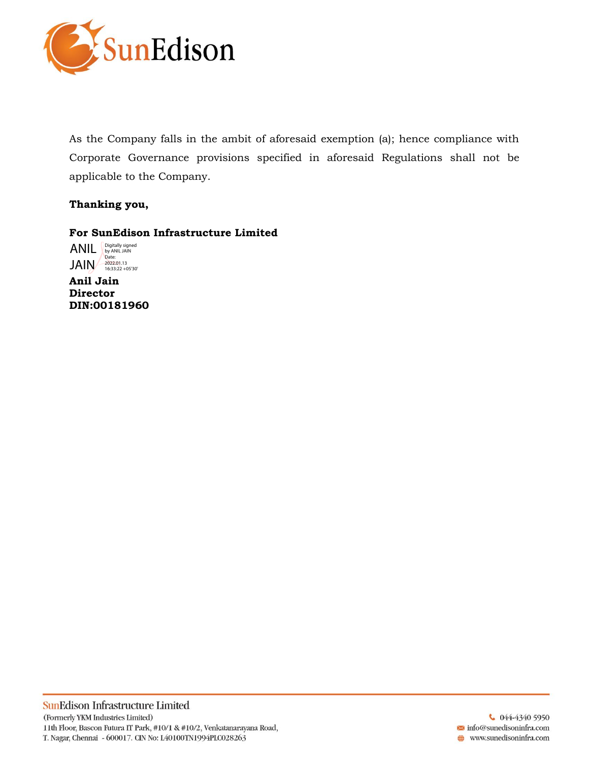As the Company falls in the ambit of aforesaid exemption (a); hence compliance with Corporate Governance provisions specified in aforesaid Regulations shall not be applicable to the Company.

**Thanking you,**

**For SunEdison Infrastructure Limited**

ANIL JAIN Digitally signed by ANIL JAIN Date: 2022.01.13 16:33:22 +05'30'

**Anil Jain**
**Director**
**DIN:00181960**

SunEdison Infrastructure Limited
(Formerly YKM Industries Limited)
11th Floor, Bascon Futura IT Park, #10/1 & #10/2, Venkatanarayana Road,
T. Nagar, Chennai - 600017. CIN No: L40100TN1994PLC028263

044-4340 5950
info@sunedisoninfra.com
www.sunedisoninfra.com